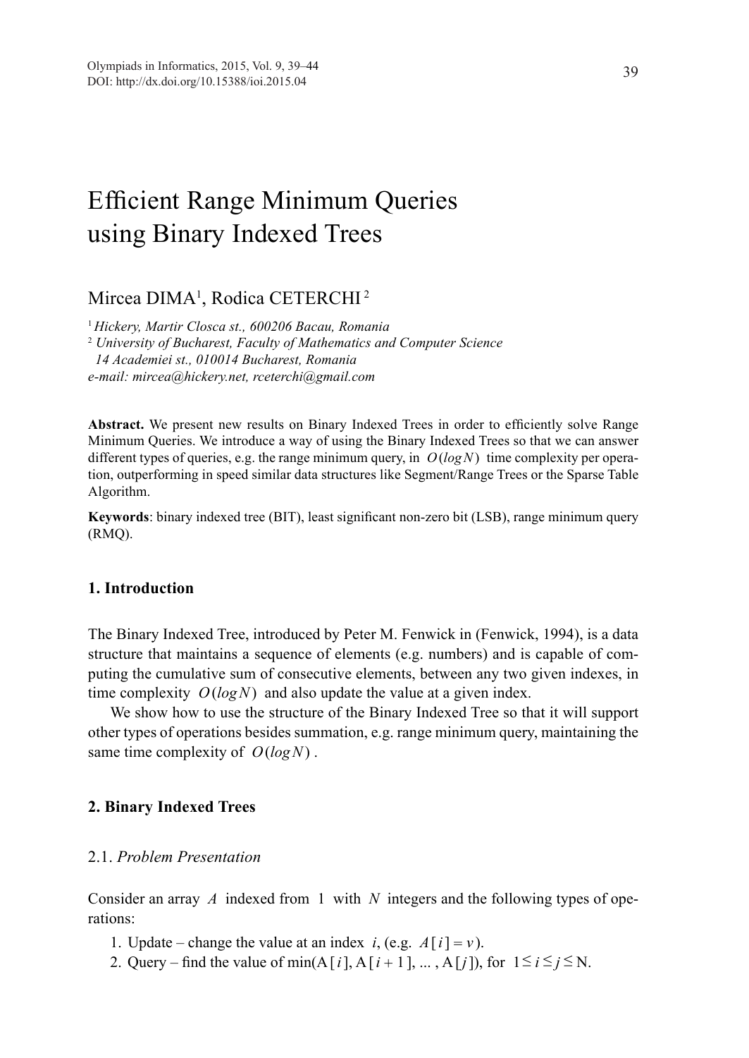# Efficient Range Minimum Queries using Binary Indexed Trees

Mircea DIMA[1], Rodica CETERCHI[2]

[1] *Hickery, Martir Closca st., 600206 Bacau, Romania*
[2] *University of Bucharest, Faculty of Mathematics and Computer Science*
*14 Academiei st., 010014 Bucharest, Romania*
*e-mail: mircea@hickery.net, rceterchi@gmail.com*

**Abstract.** We present new results on Binary Indexed Trees in order to efficiently solve Range Minimum Queries. We introduce a way of using the Binary Indexed Trees so that we can answer different types of queries, e.g. the range minimum query, in $O(\log N)$ time complexity per operation, outperforming in speed similar data structures like Segment/Range Trees or the Sparse Table Algorithm.

**Keywords**: binary indexed tree (BIT), least significant non-zero bit (LSB), range minimum query (RMQ).

## 1. Introduction

The Binary Indexed Tree, introduced by Peter M. Fenwick in (Fenwick, 1994), is a data structure that maintains a sequence of elements (e.g. numbers) and is capable of computing the cumulative sum of consecutive elements, between any two given indexes, in time complexity $O(\log N)$ and also update the value at a given index.

We show how to use the structure of the Binary Indexed Tree so that it will support other types of operations besides summation, e.g. range minimum query, maintaining the same time complexity of $O(\log N)$.

## 2. Binary Indexed Trees

### 2.1. *Problem Presentation*

Consider an array $A$ indexed from 1 with $N$ integers and the following types of operations:

1. Update – change the value at an index $i$, (e.g. $A[i] = v$).
2. Query – find the value of $\min(A[i], A[i+1], \ldots, A[j])$, for $1 \le i \le j \le N$.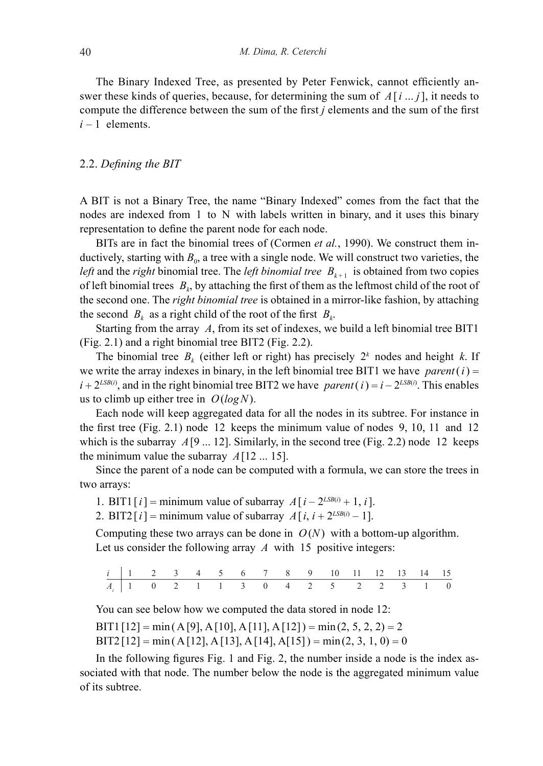The Binary Indexed Tree, as presented by Peter Fenwick, cannot efficiently answer these kinds of queries, because, for determining the sum of $A[i \dots j]$, it needs to compute the difference between the sum of the first $j$ elements and the sum of the first $i-1$ elements.

### 2.2. *Defining the BIT*

A BIT is not a Binary Tree, the name "Binary Indexed" comes from the fact that the nodes are indexed from 1 to N with labels written in binary, and it uses this binary representation to define the parent node for each node.

BITs are in fact the binomial trees of (Cormen *et al.*, 1990). We construct them inductively, starting with $B_0$, a tree with a single node. We will construct two varieties, the *left* and the *right* binomial tree. The *left binomial tree* $B_{k+1}$ is obtained from two copies of left binomial trees $B_k$, by attaching the first of them as the leftmost child of the root of the second one. The *right binomial tree* is obtained in a mirror-like fashion, by attaching the second $B_k$ as a right child of the root of the first $B_k$.

Starting from the array $A$, from its set of indexes, we build a left binomial tree BIT1 (Fig. 2.1) and a right binomial tree BIT2 (Fig. 2.2).

The binomial tree $B_k$ (either left or right) has precisely $2^k$ nodes and height $k$. If we write the array indexes in binary, in the left binomial tree BIT1 we have $parent(i) = i + 2^{LSB(i)}$, and in the right binomial tree BIT2 we have $parent(i) = i - 2^{LSB(i)}$. This enables us to climb up either tree in $O(\log N)$.

Each node will keep aggregated data for all the nodes in its subtree. For instance in the first tree (Fig. 2.1) node 12 keeps the minimum value of nodes 9, 10, 11 and 12 which is the subarray $A[9 \dots 12]$. Similarly, in the second tree (Fig. 2.2) node 12 keeps the minimum value the subarray $A[12 \dots 15]$.

Since the parent of a node can be computed with a formula, we can store the trees in two arrays:

1. BIT1$[i]$ = minimum value of subarray $A[i - 2^{LSB(i)} + 1, i]$.
2. BIT2$[i]$ = minimum value of subarray $A[i, i + 2^{LSB(i)} - 1]$.

Computing these two arrays can be done in $O(N)$ with a bottom-up algorithm.

Let us consider the following array $A$ with 15 positive integers:

| $i$ | 1 | 2 | 3 | 4 | 5 | 6 | 7 | 8 | 9 | 10 | 11 | 12 | 13 | 14 | 15 |
|---|---|---|---|---|---|---|---|---|---|---|---|---|---|---|---|
| $A_i$ | 1 | 0 | 2 | 1 | 1 | 3 | 0 | 4 | 2 | 5 | 2 | 2 | 3 | 1 | 0 |

You can see below how we computed the data stored in node 12:

BIT1[12] = min(A[9], A[10], A[11], A[12]) = min(2, 5, 2, 2) = 2
BIT2[12] = min(A[12], A[13], A[14], A[15]) = min(2, 3, 1, 0) = 0

In the following figures Fig. 1 and Fig. 2, the number inside a node is the index associated with that node. The number below the node is the aggregated minimum value of its subtree.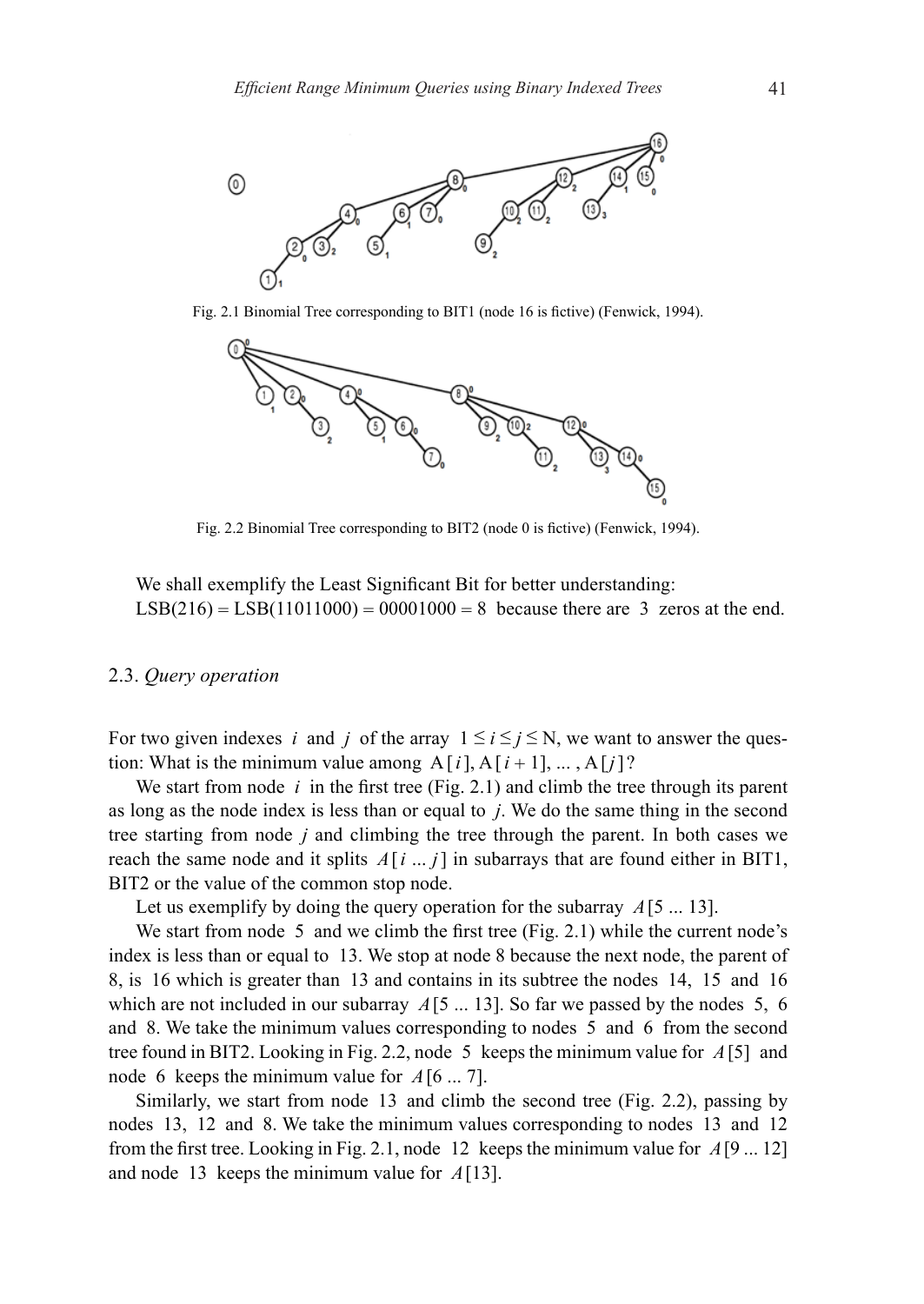Fig. 2.1 Binomial Tree corresponding to BIT1 (node 16 is fictive) (Fenwick, 1994).

Fig. 2.2 Binomial Tree corresponding to BIT2 (node 0 is fictive) (Fenwick, 1994).

We shall exemplify the Least Significant Bit for better understanding:
LSB(216) = LSB(11011000) = 00001000 = 8 because there are 3 zeros at the end.

### 2.3. *Query operation*

For two given indexes $i$ and $j$ of the array $1 \leq i \leq j \leq N$, we want to answer the question: What is the minimum value among $A[i], A[i+1], \ldots, A[j]$?

We start from node $i$ in the first tree (Fig. 2.1) and climb the tree through its parent as long as the node index is less than or equal to $j$. We do the same thing in the second tree starting from node $j$ and climbing the tree through the parent. In both cases we reach the same node and it splits $A[i \ldots j]$ in subarrays that are found either in BIT1, BIT2 or the value of the common stop node.

Let us exemplify by doing the query operation for the subarray $A[5 \ldots 13]$.

We start from node 5 and we climb the first tree (Fig. 2.1) while the current node's index is less than or equal to 13. We stop at node 8 because the next node, the parent of 8, is 16 which is greater than 13 and contains in its subtree the nodes 14, 15 and 16 which are not included in our subarray $A[5 \ldots 13]$. So far we passed by the nodes 5, 6 and 8. We take the minimum values corresponding to nodes 5 and 6 from the second tree found in BIT2. Looking in Fig. 2.2, node 5 keeps the minimum value for $A[5]$ and node 6 keeps the minimum value for $A[6 \ldots 7]$.

Similarly, we start from node 13 and climb the second tree (Fig. 2.2), passing by nodes 13, 12 and 8. We take the minimum values corresponding to nodes 13 and 12 from the first tree. Looking in Fig. 2.1, node 12 keeps the minimum value for $A[9 \ldots 12]$ and node 13 keeps the minimum value for $A[13]$.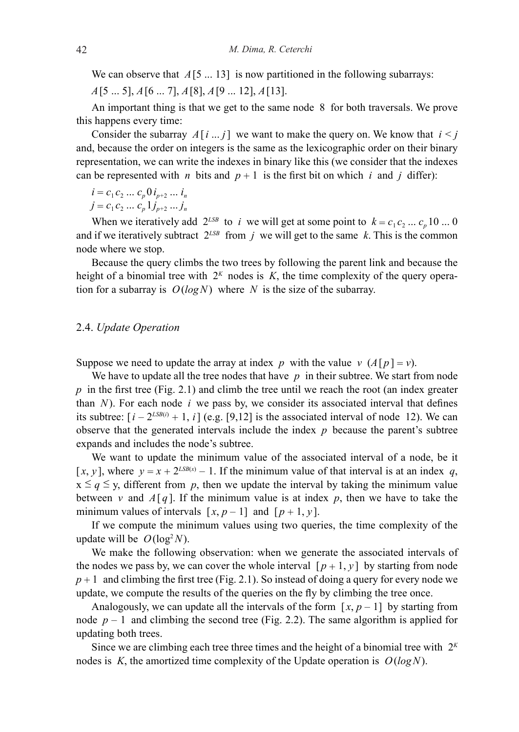We can observe that $A[5 \dots 13]$ is now partitioned in the following subarrays:

$A[5 \dots 5], A[6 \dots 7], A[8], A[9 \dots 12], A[13]$.

An important thing is that we get to the same node 8 for both traversals. We prove this happens every time:

Consider the subarray $A[i \dots j]$ we want to make the query on. We know that $i < j$ and, because the order on integers is the same as the lexicographic order on their binary representation, we can write the indexes in binary like this (we consider that the indexes can be represented with $n$ bits and $p + 1$ is the first bit on which $i$ and $j$ differ):

$i = c_1 c_2 \dots c_p 0 i_{p+2} \dots i_n$
$j = c_1 c_2 \dots c_p 1 j_{p+2} \dots j_n$

When we iteratively add $2^{LSB}$ to $i$ we will get at some point to $k = c_1 c_2 \dots c_p 10 \dots 0$ and if we iteratively subtract $2^{LSB}$ from $j$ we will get to the same $k$. This is the common node where we stop.

Because the query climbs the two trees by following the parent link and because the height of a binomial tree with $2^K$ nodes is $K$, the time complexity of the query operation for a subarray is $O(\log N)$ where $N$ is the size of the subarray.

## 2.4. *Update Operation*

Suppose we need to update the array at index $p$ with the value $v$ ($A[p] = v$).

We have to update all the tree nodes that have $p$ in their subtree. We start from node $p$ in the first tree (Fig. 2.1) and climb the tree until we reach the root (an index greater than $N$). For each node $i$ we pass by, we consider its associated interval that defines its subtree: $[i - 2^{LSB(i)} + 1, i]$ (e.g. [9,12] is the associated interval of node 12). We can observe that the generated intervals include the index $p$ because the parent's subtree expands and includes the node's subtree.

We want to update the minimum value of the associated interval of a node, be it $[x, y]$, where $y = x + 2^{LSB(x)} - 1$. If the minimum value of that interval is at an index $q$, $x \le q \le y$, different from $p$, then we update the interval by taking the minimum value between $v$ and $A[q]$. If the minimum value is at index $p$, then we have to take the minimum values of intervals $[x, p - 1]$ and $[p + 1, y]$.

If we compute the minimum values using two queries, the time complexity of the update will be $O(\log^2 N)$.

We make the following observation: when we generate the associated intervals of the nodes we pass by, we can cover the whole interval $[p + 1, y]$ by starting from node $p + 1$ and climbing the first tree (Fig. 2.1). So instead of doing a query for every node we update, we compute the results of the queries on the fly by climbing the tree once.

Analogously, we can update all the intervals of the form $[x, p - 1]$ by starting from node $p - 1$ and climbing the second tree (Fig. 2.2). The same algorithm is applied for updating both trees.

Since we are climbing each tree three times and the height of a binomial tree with $2^K$ nodes is $K$, the amortized time complexity of the Update operation is $O(\log N)$.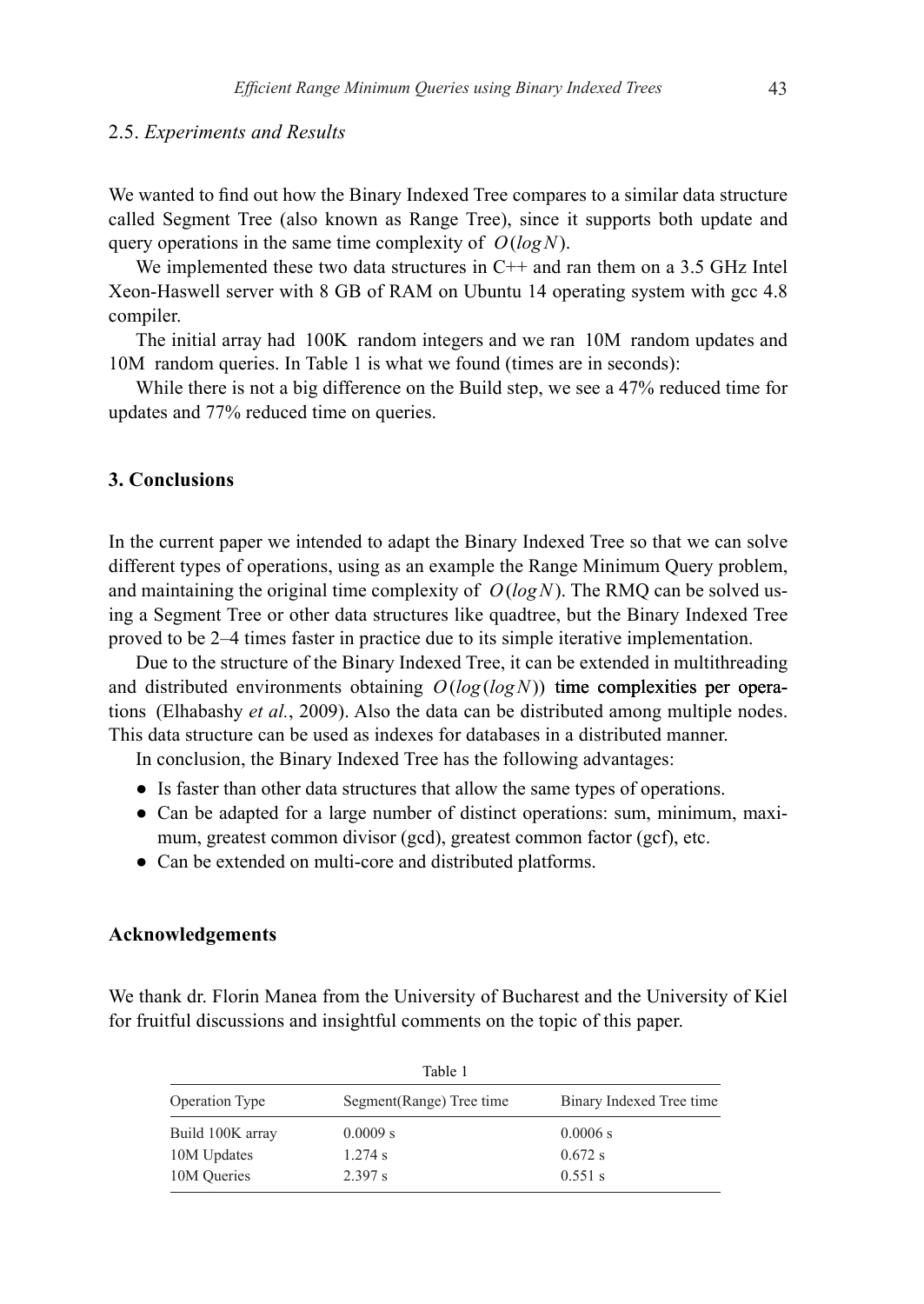## 2.5. *Experiments and Results*

We wanted to find out how the Binary Indexed Tree compares to a similar data structure called Segment Tree (also known as Range Tree), since it supports both update and query operations in the same time complexity of $O(log N)$.

We implemented these two data structures in C++ and ran them on a 3.5 GHz Intel Xeon-Haswell server with 8 GB of RAM on Ubuntu 14 operating system with gcc 4.8 compiler.

The initial array had 100K random integers and we ran 10M random updates and 10M random queries. In Table 1 is what we found (times are in seconds):

While there is not a big difference on the Build step, we see a 47% reduced time for updates and 77% reduced time on queries.

# 3. Conclusions

In the current paper we intended to adapt the Binary Indexed Tree so that we can solve different types of operations, using as an example the Range Minimum Query problem, and maintaining the original time complexity of $O(log N)$. The RMQ can be solved using a Segment Tree or other data structures like quadtree, but the Binary Indexed Tree proved to be 2–4 times faster in practice due to its simple iterative implementation.

Due to the structure of the Binary Indexed Tree, it can be extended in multithreading and distributed environments obtaining $O(log(log N))$ time complexities per operations (Elhabashy *et al.*, 2009). Also the data can be distributed among multiple nodes. This data structure can be used as indexes for databases in a distributed manner.

In conclusion, the Binary Indexed Tree has the following advantages:

- Is faster than other data structures that allow the same types of operations.
- Can be adapted for a large number of distinct operations: sum, minimum, maximum, greatest common divisor (gcd), greatest common factor (gcf), etc.
- Can be extended on multi-core and distributed platforms.

# Acknowledgements

We thank dr. Florin Manea from the University of Bucharest and the University of Kiel for fruitful discussions and insightful comments on the topic of this paper.

Table 1

| Operation Type | Segment(Range) Tree time | Binary Indexed Tree time |
|---|---|---|
| Build 100K array | 0.0009 s | 0.0006 s |
| 10M Updates | 1.274 s | 0.672 s |
| 10M Queries | 2.397 s | 0.551 s |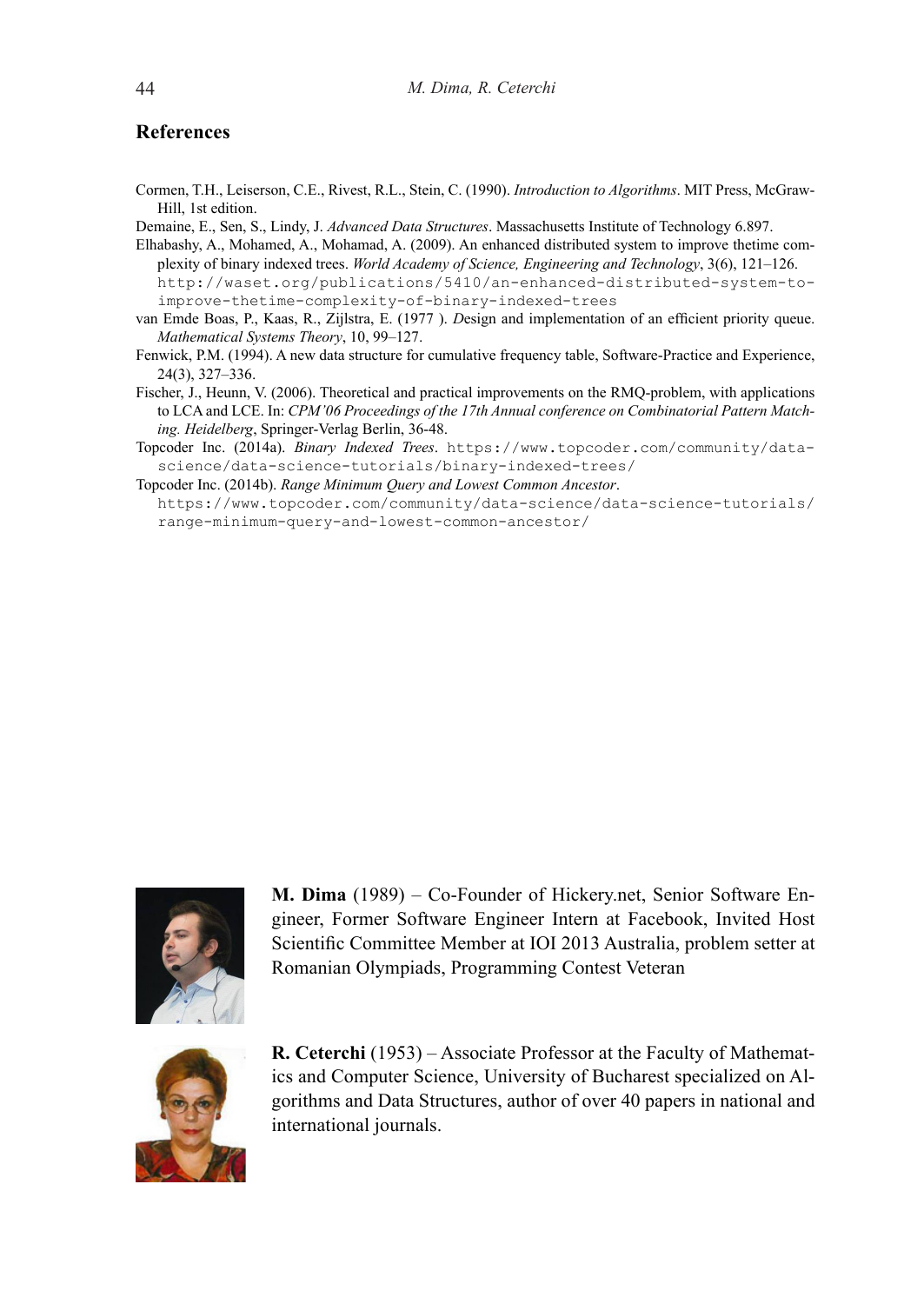## References

Cormen, T.H., Leiserson, C.E., Rivest, R.L., Stein, C. (1990). *Introduction to Algorithms*. MIT Press, McGraw-Hill, 1st edition.

Demaine, E., Sen, S., Lindy, J. *Advanced Data Structures*. Massachusetts Institute of Technology 6.897.

Elhabashy, A., Mohamed, A., Mohamad, A. (2009). An enhanced distributed system to improve thetime complexity of binary indexed trees. *World Academy of Science, Engineering and Technology*, 3(6), 121–126. http://waset.org/publications/5410/an-enhanced-distributed-system-to-improve-thetime-complexity-of-binary-indexed-trees

van Emde Boas, P., Kaas, R., Zijlstra, E. (1977 ). Design and implementation of an efficient priority queue. *Mathematical Systems Theory*, 10, 99–127.

Fenwick, P.M. (1994). A new data structure for cumulative frequency table, Software-Practice and Experience, 24(3), 327–336.

Fischer, J., Heunn, V. (2006). Theoretical and practical improvements on the RMQ-problem, with applications to LCA and LCE. In: *CPM'06 Proceedings of the 17th Annual conference on Combinatorial Pattern Matching. Heidelberg*, Springer-Verlag Berlin, 36-48.

Topcoder Inc. (2014a). *Binary Indexed Trees*. https://www.topcoder.com/community/data-science/data-science-tutorials/binary-indexed-trees/

Topcoder Inc. (2014b). *Range Minimum Query and Lowest Common Ancestor*. https://www.topcoder.com/community/data-science/data-science-tutorials/range-minimum-query-and-lowest-common-ancestor/

**M. Dima** (1989) – Co-Founder of Hickery.net, Senior Software Engineer, Former Software Engineer Intern at Facebook, Invited Host Scientific Committee Member at IOI 2013 Australia, problem setter at Romanian Olympiads, Programming Contest Veteran

**R. Ceterchi** (1953) – Associate Professor at the Faculty of Mathematics and Computer Science, University of Bucharest specialized on Algorithms and Data Structures, author of over 40 papers in national and international journals.